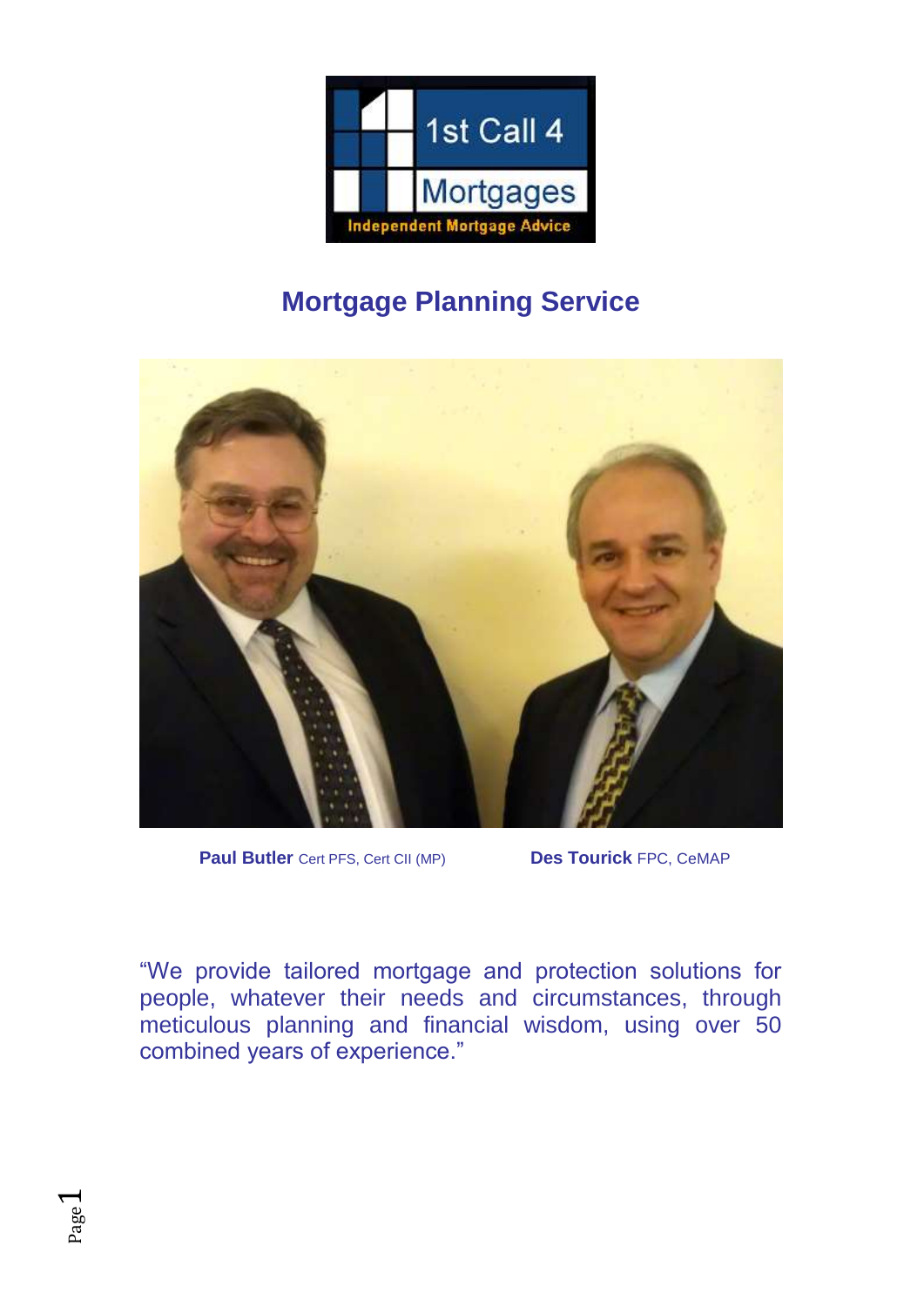1st Call 4 Mortgages

Independent Mortgage Advice

# Mortgage Planning Service

**Paul Butler** Cert PFS, Cert CII (MP)

**Des Tourick** FPC, CeMAP

"We provide tailored mortgage and protection solutions for people, whatever their needs and circumstances, through meticulous planning and financial wisdom, using over 50 combined years of experience."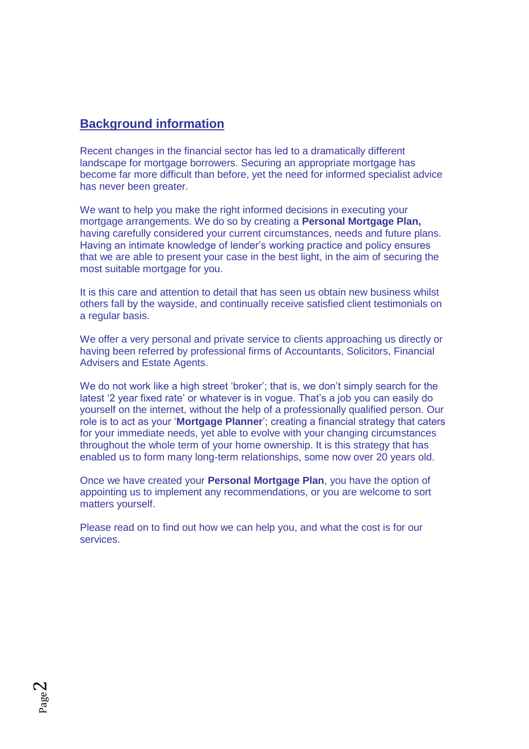## Background information

Recent changes in the financial sector has led to a dramatically different landscape for mortgage borrowers. Securing an appropriate mortgage has become far more difficult than before, yet the need for informed specialist advice has never been greater.

We want to help you make the right informed decisions in executing your mortgage arrangements. We do so by creating a **Personal Mortgage Plan,** having carefully considered your current circumstances, needs and future plans. Having an intimate knowledge of lender's working practice and policy ensures that we are able to present your case in the best light, in the aim of securing the most suitable mortgage for you.

It is this care and attention to detail that has seen us obtain new business whilst others fall by the wayside, and continually receive satisfied client testimonials on a regular basis.

We offer a very personal and private service to clients approaching us directly or having been referred by professional firms of Accountants, Solicitors, Financial Advisers and Estate Agents.

We do not work like a high street 'broker'; that is, we don't simply search for the latest '2 year fixed rate' or whatever is in vogue. That's a job you can easily do yourself on the internet, without the help of a professionally qualified person. Our role is to act as your '**Mortgage Planner**'; creating a financial strategy that caters for your immediate needs, yet able to evolve with your changing circumstances throughout the whole term of your home ownership. It is this strategy that has enabled us to form many long-term relationships, some now over 20 years old.

Once we have created your **Personal Mortgage Plan**, you have the option of appointing us to implement any recommendations, or you are welcome to sort matters yourself.

Please read on to find out how we can help you, and what the cost is for our services.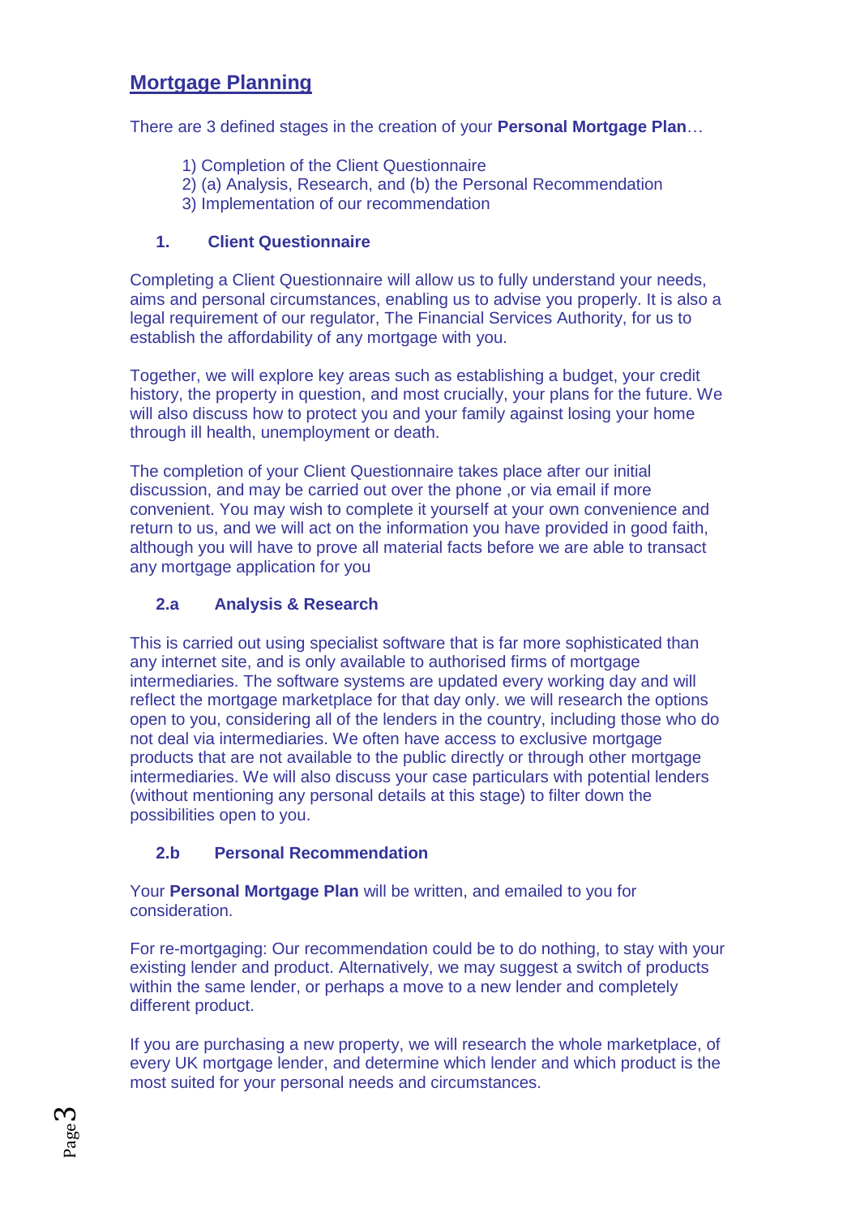## Mortgage Planning

There are 3 defined stages in the creation of your **Personal Mortgage Plan**…

1) Completion of the Client Questionnaire
2) (a) Analysis, Research, and (b) the Personal Recommendation
3) Implementation of our recommendation

### 1. Client Questionnaire

Completing a Client Questionnaire will allow us to fully understand your needs, aims and personal circumstances, enabling us to advise you properly. It is also a legal requirement of our regulator, The Financial Services Authority, for us to establish the affordability of any mortgage with you.

Together, we will explore key areas such as establishing a budget, your credit history, the property in question, and most crucially, your plans for the future. We will also discuss how to protect you and your family against losing your home through ill health, unemployment or death.

The completion of your Client Questionnaire takes place after our initial discussion, and may be carried out over the phone ,or via email if more convenient. You may wish to complete it yourself at your own convenience and return to us, and we will act on the information you have provided in good faith, although you will have to prove all material facts before we are able to transact any mortgage application for you

### 2.a Analysis & Research

This is carried out using specialist software that is far more sophisticated than any internet site, and is only available to authorised firms of mortgage intermediaries. The software systems are updated every working day and will reflect the mortgage marketplace for that day only. we will research the options open to you, considering all of the lenders in the country, including those who do not deal via intermediaries. We often have access to exclusive mortgage products that are not available to the public directly or through other mortgage intermediaries. We will also discuss your case particulars with potential lenders (without mentioning any personal details at this stage) to filter down the possibilities open to you.

### 2.b Personal Recommendation

Your **Personal Mortgage Plan** will be written, and emailed to you for consideration.

For re-mortgaging: Our recommendation could be to do nothing, to stay with your existing lender and product. Alternatively, we may suggest a switch of products within the same lender, or perhaps a move to a new lender and completely different product.

If you are purchasing a new property, we will research the whole marketplace, of every UK mortgage lender, and determine which lender and which product is the most suited for your personal needs and circumstances.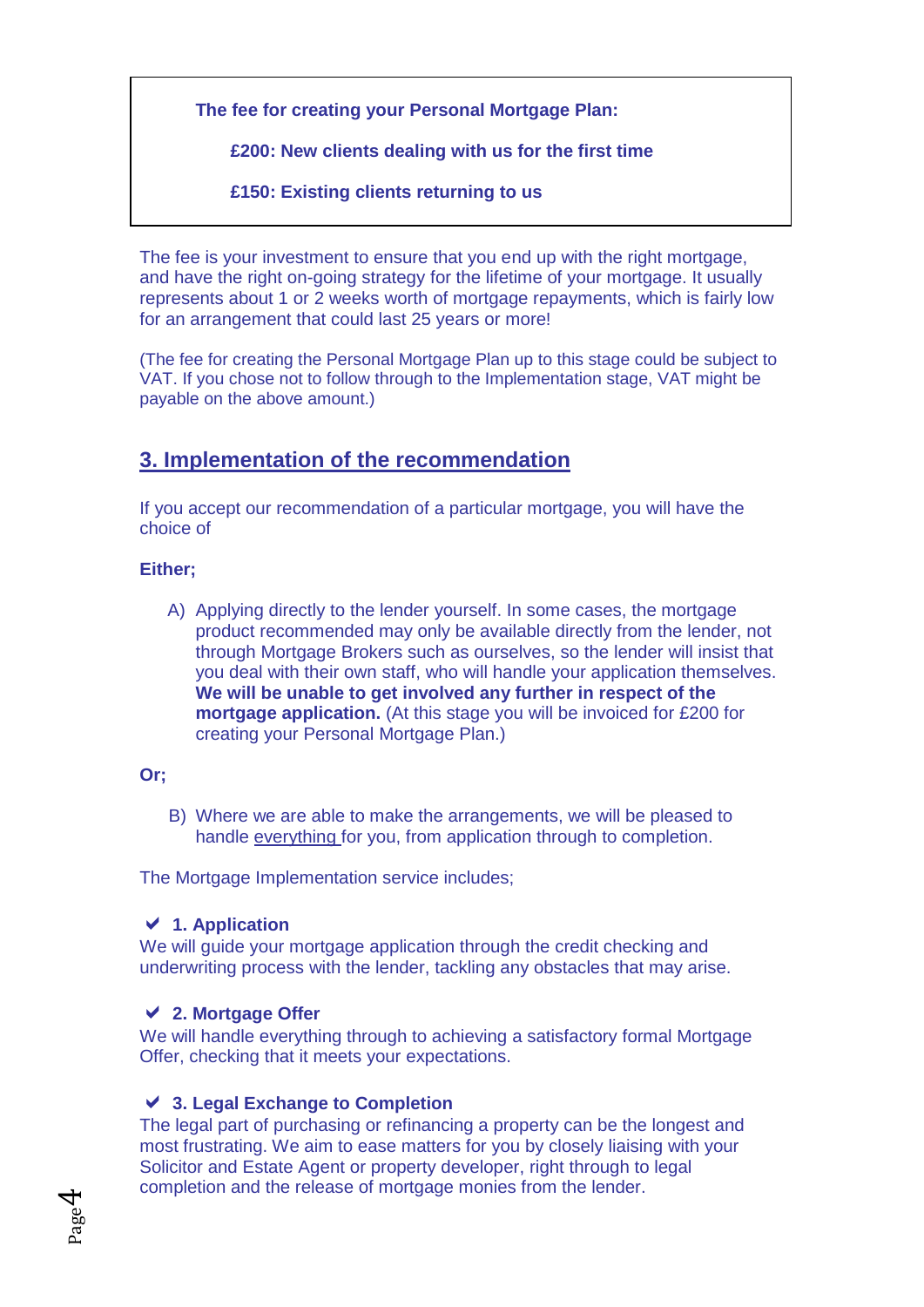**The fee for creating your Personal Mortgage Plan:**

**£200: New clients dealing with us for the first time**

**£150: Existing clients returning to us**

The fee is your investment to ensure that you end up with the right mortgage, and have the right on-going strategy for the lifetime of your mortgage. It usually represents about 1 or 2 weeks worth of mortgage repayments, which is fairly low for an arrangement that could last 25 years or more!

(The fee for creating the Personal Mortgage Plan up to this stage could be subject to VAT. If you chose not to follow through to the Implementation stage, VAT might be payable on the above amount.)

## 3. Implementation of the recommendation

If you accept our recommendation of a particular mortgage, you will have the choice of

**Either;**

A) Applying directly to the lender yourself. In some cases, the mortgage product recommended may only be available directly from the lender, not through Mortgage Brokers such as ourselves, so the lender will insist that you deal with their own staff, who will handle your application themselves. **We will be unable to get involved any further in respect of the mortgage application.** (At this stage you will be invoiced for £200 for creating your Personal Mortgage Plan.)

**Or;**

B) Where we are able to make the arrangements, we will be pleased to handle everything for you, from application through to completion.

The Mortgage Implementation service includes;

✔ **1. Application**
We will guide your mortgage application through the credit checking and underwriting process with the lender, tackling any obstacles that may arise.

✔ **2. Mortgage Offer**
We will handle everything through to achieving a satisfactory formal Mortgage Offer, checking that it meets your expectations.

✔ **3. Legal Exchange to Completion**
The legal part of purchasing or refinancing a property can be the longest and most frustrating. We aim to ease matters for you by closely liaising with your Solicitor and Estate Agent or property developer, right through to legal completion and the release of mortgage monies from the lender.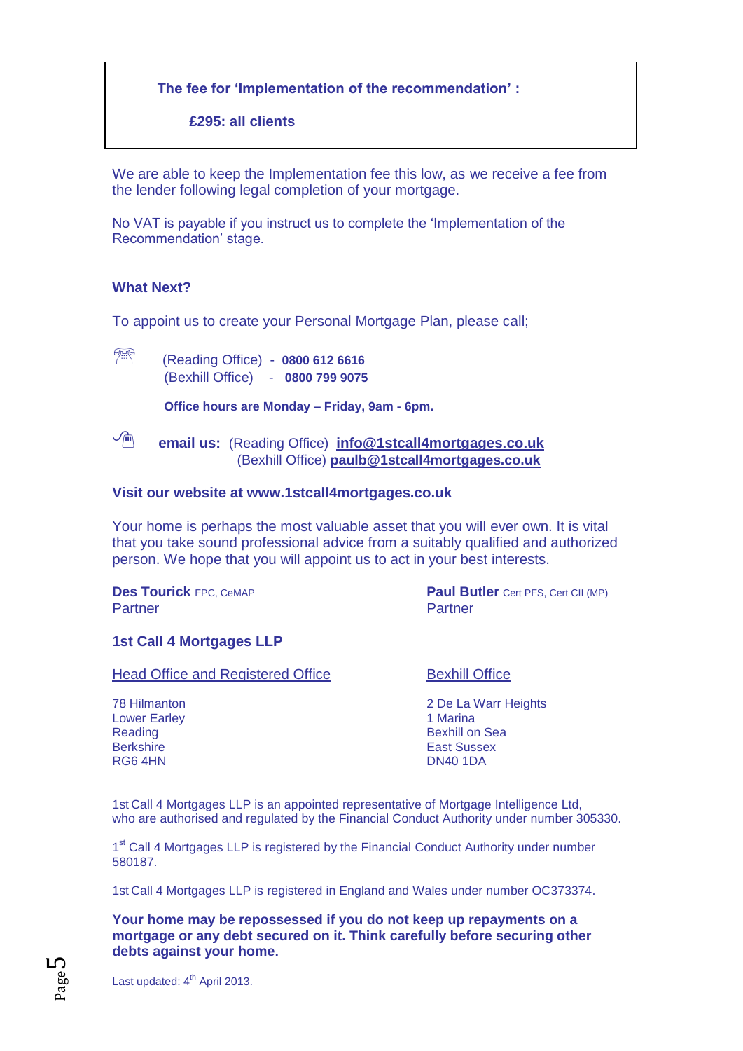**The fee for 'Implementation of the recommendation' :**

**£295: all clients**

We are able to keep the Implementation fee this low, as we receive a fee from the lender following legal completion of your mortgage.

No VAT is payable if you instruct us to complete the 'Implementation of the Recommendation' stage.

### What Next?

To appoint us to create your Personal Mortgage Plan, please call;

(Reading Office) - **0800 612 6616**
(Bexhill Office) - **0800 799 9075**

**Office hours are Monday – Friday, 9am - 6pm.**

**email us:** (Reading Office) **info@1stcall4mortgages.co.uk**
(Bexhill Office) **paulb@1stcall4mortgages.co.uk**

**Visit our website at www.1stcall4mortgages.co.uk**

Your home is perhaps the most valuable asset that you will ever own. It is vital that you take sound professional advice from a suitably qualified and authorized person. We hope that you will appoint us to act in your best interests.

**Des Tourick** FPC, CeMAP
Partner

**Paul Butler** Cert PFS, Cert CII (MP)
Partner

**1st Call 4 Mortgages LLP**

Head Office and Registered Office

78 Hilmanton
Lower Earley
Reading
Berkshire
RG6 4HN

Bexhill Office

2 De La Warr Heights
1 Marina
Bexhill on Sea
East Sussex
DN40 1DA

1st Call 4 Mortgages LLP is an appointed representative of Mortgage Intelligence Ltd, who are authorised and regulated by the Financial Conduct Authority under number 305330.

1st Call 4 Mortgages LLP is registered by the Financial Conduct Authority under number 580187.

1st Call 4 Mortgages LLP is registered in England and Wales under number OC373374.

**Your home may be repossessed if you do not keep up repayments on a mortgage or any debt secured on it. Think carefully before securing other debts against your home.**

Last updated: 4th April 2013.